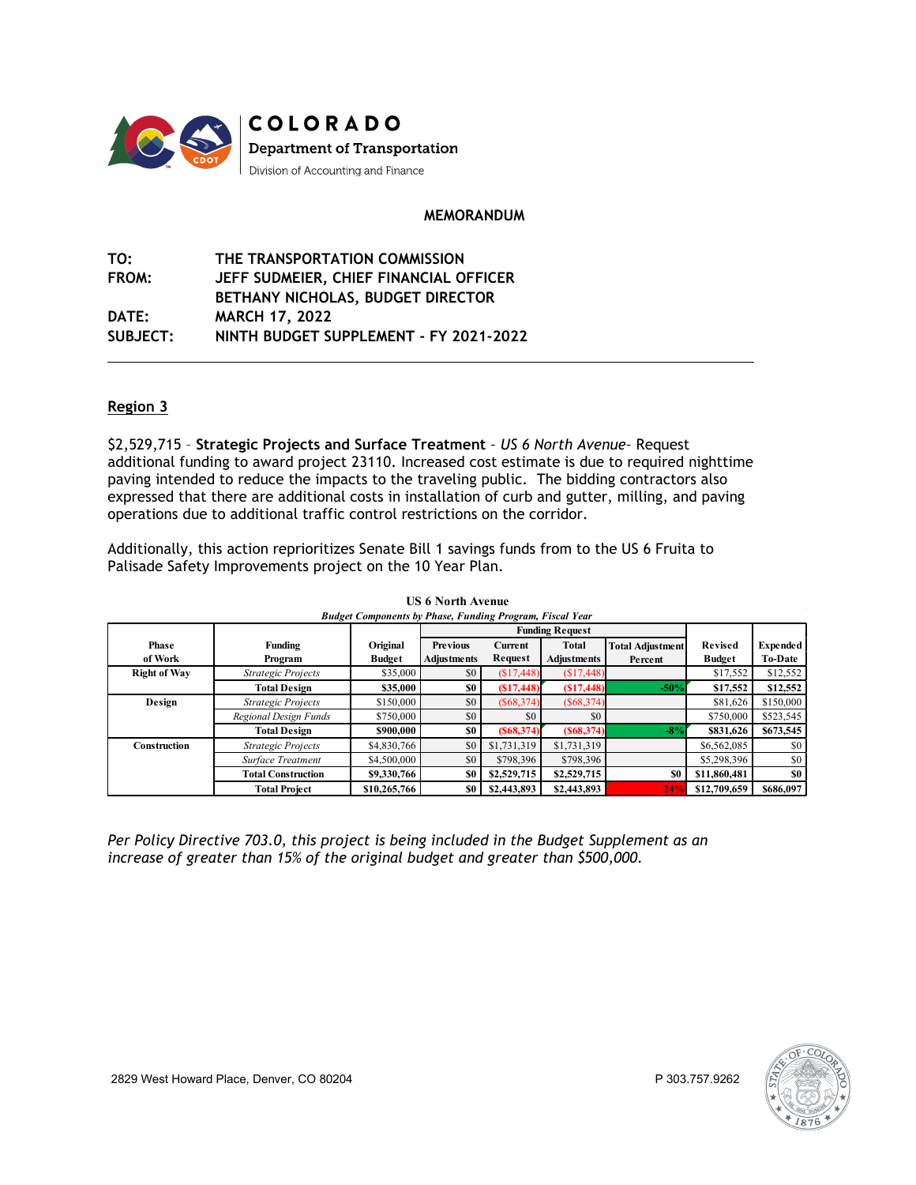COLORADO
Department of Transportation
Division of Accounting and Finance

## MEMORANDUM

TO: THE TRANSPORTATION COMMISSION
FROM: JEFF SUDMEIER, CHIEF FINANCIAL OFFICER
BETHANY NICHOLAS, BUDGET DIRECTOR
DATE: MARCH 17, 2022
SUBJECT: NINTH BUDGET SUPPLEMENT - FY 2021-2022

---

## Region 3

$2,529,715 – **Strategic Projects and Surface Treatment** – *US 6 North Avenue*– Request additional funding to award project 23110. Increased cost estimate is due to required nighttime paving intended to reduce the impacts to the traveling public. The bidding contractors also expressed that there are additional costs in installation of curb and gutter, milling, and paving operations due to additional traffic control restrictions on the corridor.

Additionally, this action reprioritizes Senate Bill 1 savings funds from to the US 6 Fruita to Palisade Safety Improvements project on the 10 Year Plan.

**US 6 North Avenue**
***Budget Components by Phase, Funding Program, Fiscal Year***

| Phase of Work | Funding Program | Original Budget | Funding Request | | | | Revised Budget | Expended To-Date |
|---|---|---|---|---|---|---|---|---|
| | | | Previous Adjustments | Current Request | Total Adjustments | Total Adjustment Percent | | |
| Right of Way | *Strategic Projects* | $35,000 | $0 | ($17,448) | ($17,448) | | $17,552 | $12,552 |
| | **Total Design** | **$35,000** | **$0** | **($17,448)** | **($17,448)** | **-50%** | **$17,552** | **$12,552** |
| Design | *Strategic Projects* | $150,000 | $0 | ($68,374) | ($68,374) | | $81,626 | $150,000 |
| | *Regional Design Funds* | $750,000 | | $0 | $0 | | $750,000 | $523,545 |
| | **Total Design** | **$900,000** | **$0** | **($68,374)** | **($68,374)** | **-8%** | **$831,626** | **$673,545** |
| Construction | *Strategic Projects* | $4,830,766 | $0 | $1,731,319 | $1,731,319 | | $6,562,085 | $0 |
| | *Surface Treatment* | $4,500,000 | $0 | $798,396 | $798,396 | | $5,298,396 | $0 |
| | **Total Construction** | **$9,330,766** | **$0** | **$2,529,715** | **$2,529,715** | **$0** | **$11,860,481** | **$0** |
| | **Total Project** | **$10,265,766** | **$0** | **$2,443,893** | **$2,443,893** | **24%** | **$12,709,659** | **$686,097** |

*Per Policy Directive 703.0, this project is being included in the Budget Supplement as an increase of greater than 15% of the original budget and greater than $500,000.*

2829 West Howard Place, Denver, CO 80204 P 303.757.9262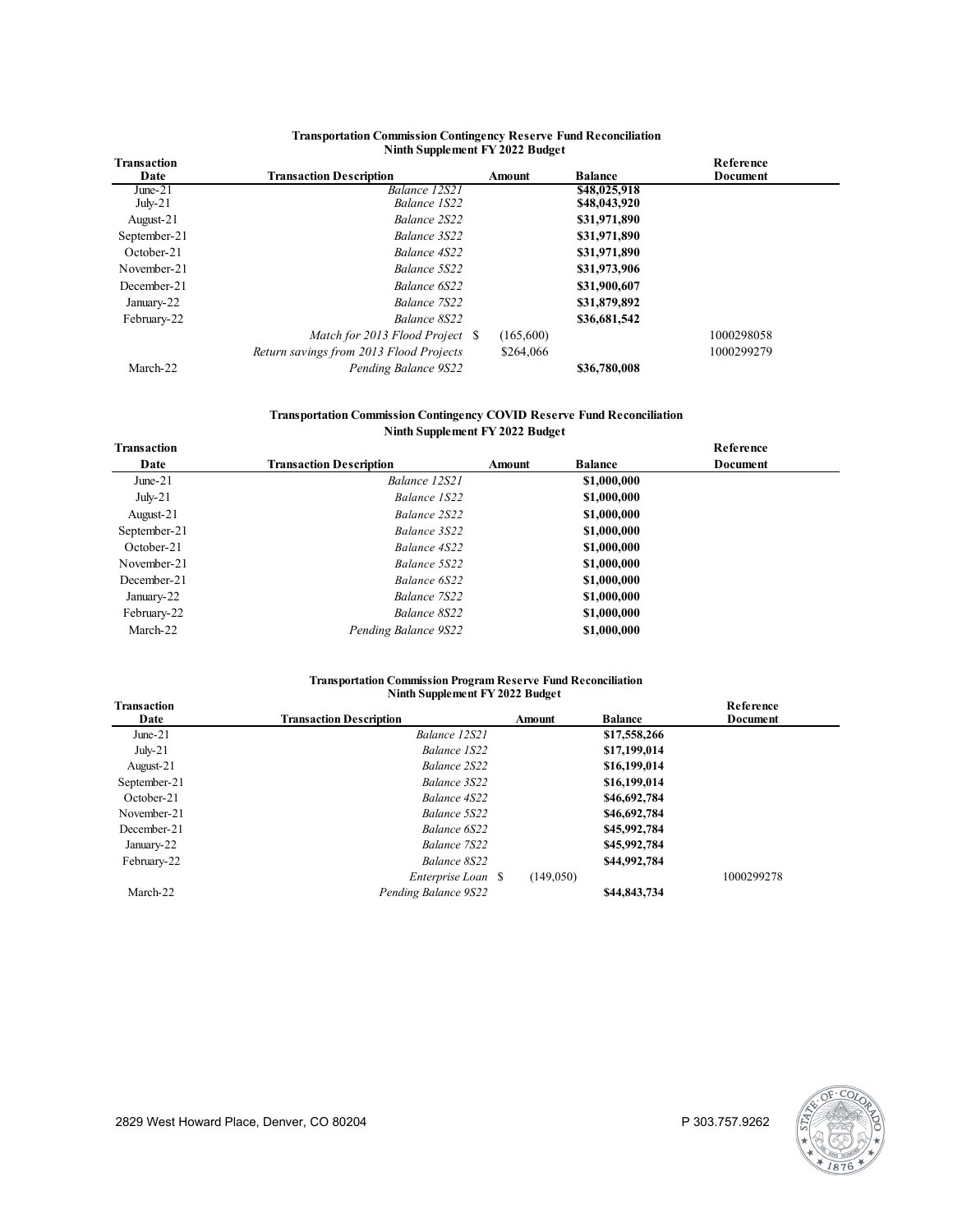**Transportation Commission Contingency Reserve Fund Reconciliation**
**Ninth Supplement FY 2022 Budget**

| Transaction Date | Transaction Description | Amount | Balance | Reference Document |
|---|---|---|---|---|
| June-21 | *Balance 12S21* | | **$48,025,918** | |
| July-21 | *Balance 1S22* | | **$48,043,920** | |
| August-21 | *Balance 2S22* | | **$31,971,890** | |
| September-21 | *Balance 3S22* | | **$31,971,890** | |
| October-21 | *Balance 4S22* | | **$31,971,890** | |
| November-21 | *Balance 5S22* | | **$31,973,906** | |
| December-21 | *Balance 6S22* | | **$31,900,607** | |
| January-22 | *Balance 7S22* | | **$31,879,892** | |
| February-22 | *Balance 8S22* | | **$36,681,542** | |
| | *Match for 2013 Flood Project* | $ (165,600) | | 1000298058 |
| | *Return savings from 2013 Flood Projects* | $264,066 | | 1000299279 |
| March-22 | *Pending Balance 9S22* | | **$36,780,008** | |

**Transportation Commission Contingency COVID Reserve Fund Reconciliation**
**Ninth Supplement FY 2022 Budget**

| Transaction Date | Transaction Description | Amount | Balance | Reference Document |
|---|---|---|---|---|
| June-21 | *Balance 12S21* | | **$1,000,000** | |
| July-21 | *Balance 1S22* | | **$1,000,000** | |
| August-21 | *Balance 2S22* | | **$1,000,000** | |
| September-21 | *Balance 3S22* | | **$1,000,000** | |
| October-21 | *Balance 4S22* | | **$1,000,000** | |
| November-21 | *Balance 5S22* | | **$1,000,000** | |
| December-21 | *Balance 6S22* | | **$1,000,000** | |
| January-22 | *Balance 7S22* | | **$1,000,000** | |
| February-22 | *Balance 8S22* | | **$1,000,000** | |
| March-22 | *Pending Balance 9S22* | | **$1,000,000** | |

**Transportation Commission Program Reserve Fund Reconciliation**
**Ninth Supplement FY 2022 Budget**

| Transaction Date | Transaction Description | Amount | Balance | Reference Document |
|---|---|---|---|---|
| June-21 | *Balance 12S21* | | **$17,558,266** | |
| July-21 | *Balance 1S22* | | **$17,199,014** | |
| August-21 | *Balance 2S22* | | **$16,199,014** | |
| September-21 | *Balance 3S22* | | **$16,199,014** | |
| October-21 | *Balance 4S22* | | **$46,692,784** | |
| November-21 | *Balance 5S22* | | **$46,692,784** | |
| December-21 | *Balance 6S22* | | **$45,992,784** | |
| January-22 | *Balance 7S22* | | **$45,992,784** | |
| February-22 | *Balance 8S22* | | **$44,992,784** | |
| | *Enterprise Loan* | $ (149,050) | | 1000299278 |
| March-22 | *Pending Balance 9S22* | | **$44,843,734** | |

2829 West Howard Place, Denver, CO 80204 P 303.757.9262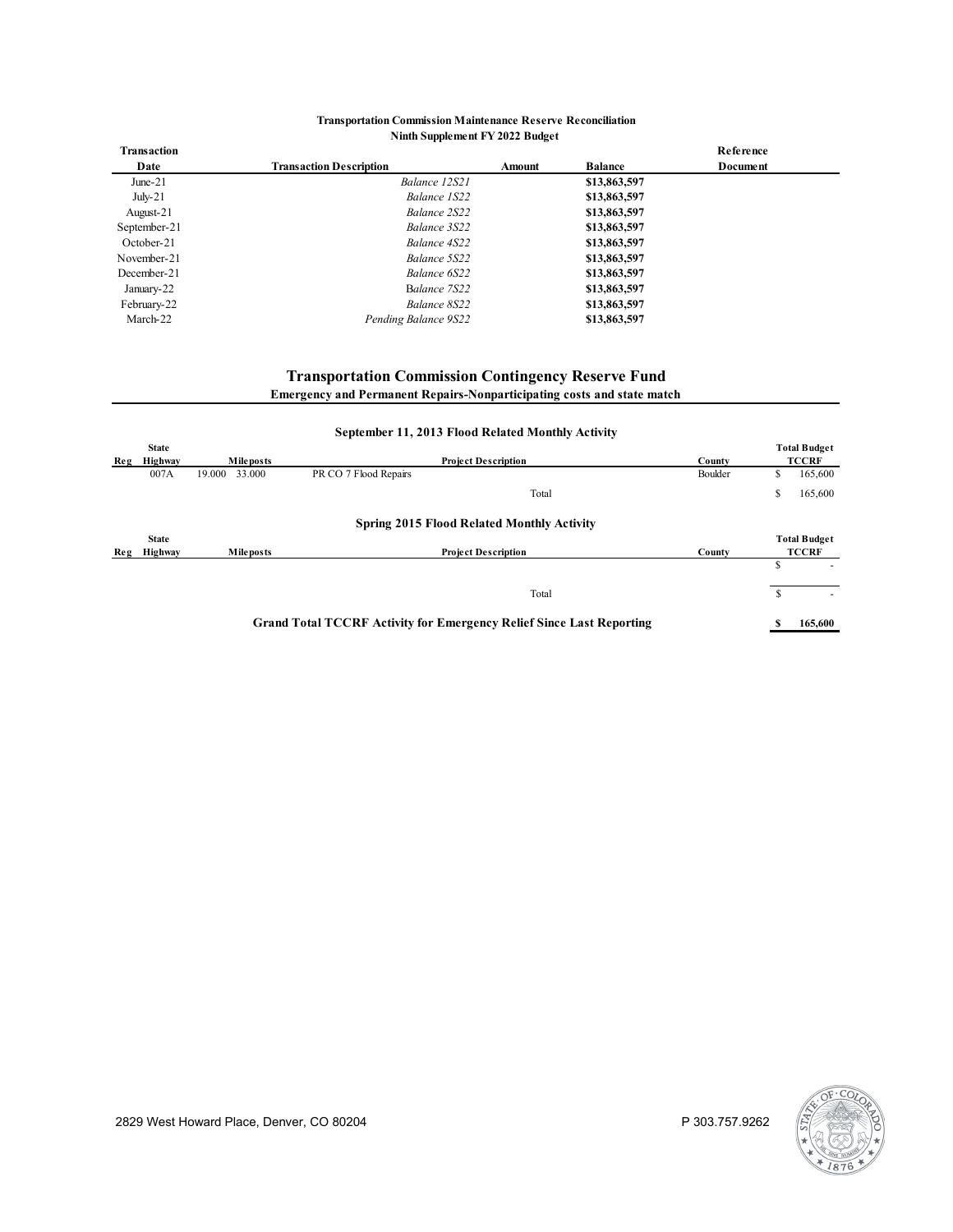**Transportation Commission Maintenance Reserve Reconciliation**
**Ninth Supplement FY 2022 Budget**

| Transaction Date | Transaction Description | Amount | Balance | Reference Document |
|---|---|---|---|---|
| June-21 | *Balance 12S21* | | **$13,863,597** | |
| July-21 | *Balance 1S22* | | **$13,863,597** | |
| August-21 | *Balance 2S22* | | **$13,863,597** | |
| September-21 | *Balance 3S22* | | **$13,863,597** | |
| October-21 | *Balance 4S22* | | **$13,863,597** | |
| November-21 | *Balance 5S22* | | **$13,863,597** | |
| December-21 | *Balance 6S22* | | **$13,863,597** | |
| January-22 | Balance 7S22 | | **$13,863,597** | |
| February-22 | *Balance 8S22* | | **$13,863,597** | |
| March-22 | *Pending Balance 9S22* | | **$13,863,597** | |

## Transportation Commission Contingency Reserve Fund

**Emergency and Permanent Repairs-Nonparticipating costs and state match**

### September 11, 2013 Flood Related Monthly Activity

| Reg | State Highway | Mileposts | | Project Description | County | Total Budget TCCRF |
|---|---|---|---|---|---|---|
| | 007A | 19.000 | 33.000 | PR CO 7 Flood Repairs | Boulder | $ 165,600 |
| | | | | Total | | $ 165,600 |

### Spring 2015 Flood Related Monthly Activity

| Reg | State Highway | Mileposts | Project Description | County | Total Budget TCCRF |
|---|---|---|---|---|---|
| | | | | | $ - |
| | | | Total | | $ - |

**Grand Total TCCRF Activity for Emergency Relief Since Last Reporting** **$ 165,600**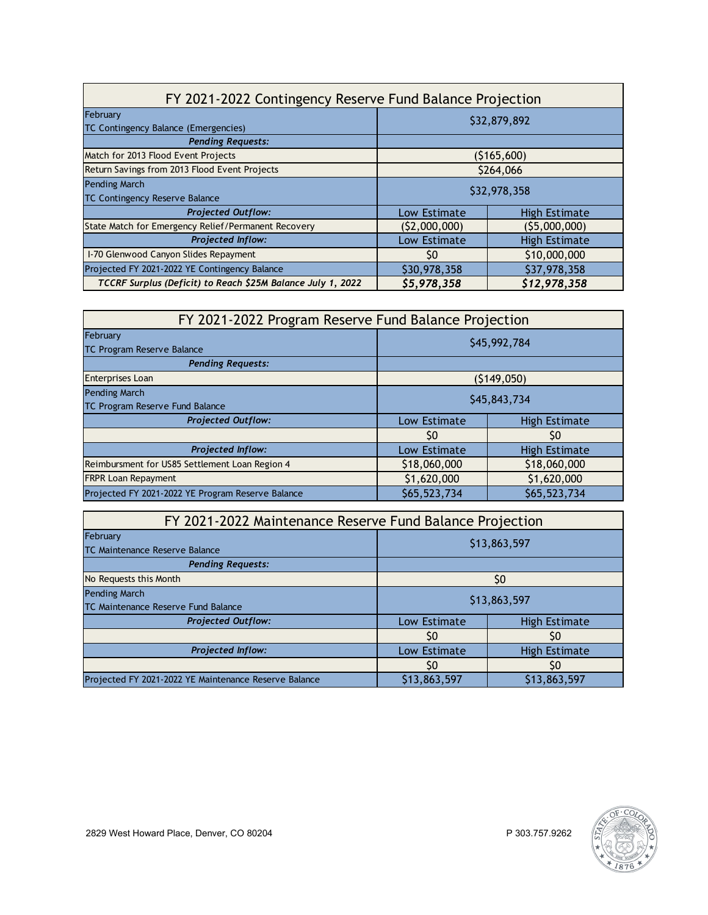| FY 2021-2022 Contingency Reserve Fund Balance Projection | | |
|---|---|---|
| February TC Contingency Balance (Emergencies) | $32,879,892 | |
| ***Pending Requests:*** | | |
| Match for 2013 Flood Event Projects | ($165,600) | |
| Return Savings from 2013 Flood Event Projects | $264,066 | |
| Pending March TC Contingency Reserve Balance | $32,978,358 | |
| ***Projected Outflow:*** | Low Estimate | High Estimate |
| State Match for Emergency Relief/Permanent Recovery | ($2,000,000) | ($5,000,000) |
| ***Projected Inflow:*** | Low Estimate | High Estimate |
| I-70 Glenwood Canyon Slides Repayment | $0 | $10,000,000 |
| Projected FY 2021-2022 YE Contingency Balance | $30,978,358 | $37,978,358 |
| ***TCCRF Surplus (Deficit) to Reach $25M Balance July 1, 2022*** | ***$5,978,358*** | ***$12,978,358*** |

| FY 2021-2022 Program Reserve Fund Balance Projection | | |
|---|---|---|
| February TC Program Reserve Balance | $45,992,784 | |
| ***Pending Requests:*** | | |
| Enterprises Loan | ($149,050) | |
| Pending March TC Program Reserve Fund Balance | $45,843,734 | |
| ***Projected Outflow:*** | Low Estimate | High Estimate |
| | $0 | $0 |
| ***Projected Inflow:*** | Low Estimate | High Estimate |
| Reimbursment for US85 Settlement Loan Region 4 | $18,060,000 | $18,060,000 |
| FRPR Loan Repayment | $1,620,000 | $1,620,000 |
| Projected FY 2021-2022 YE Program Reserve Balance | $65,523,734 | $65,523,734 |

| FY 2021-2022 Maintenance Reserve Fund Balance Projection | | |
|---|---|---|
| February TC Maintenance Reserve Balance | $13,863,597 | |
| ***Pending Requests:*** | | |
| No Requests this Month | $0 | |
| Pending March TC Maintenance Reserve Fund Balance | $13,863,597 | |
| ***Projected Outflow:*** | Low Estimate | High Estimate |
| | $0 | $0 |
| ***Projected Inflow:*** | Low Estimate | High Estimate |
| | $0 | $0 |
| Projected FY 2021-2022 YE Maintenance Reserve Balance | $13,863,597 | $13,863,597 |

2829 West Howard Place, Denver, CO 80204

P 303.757.9262